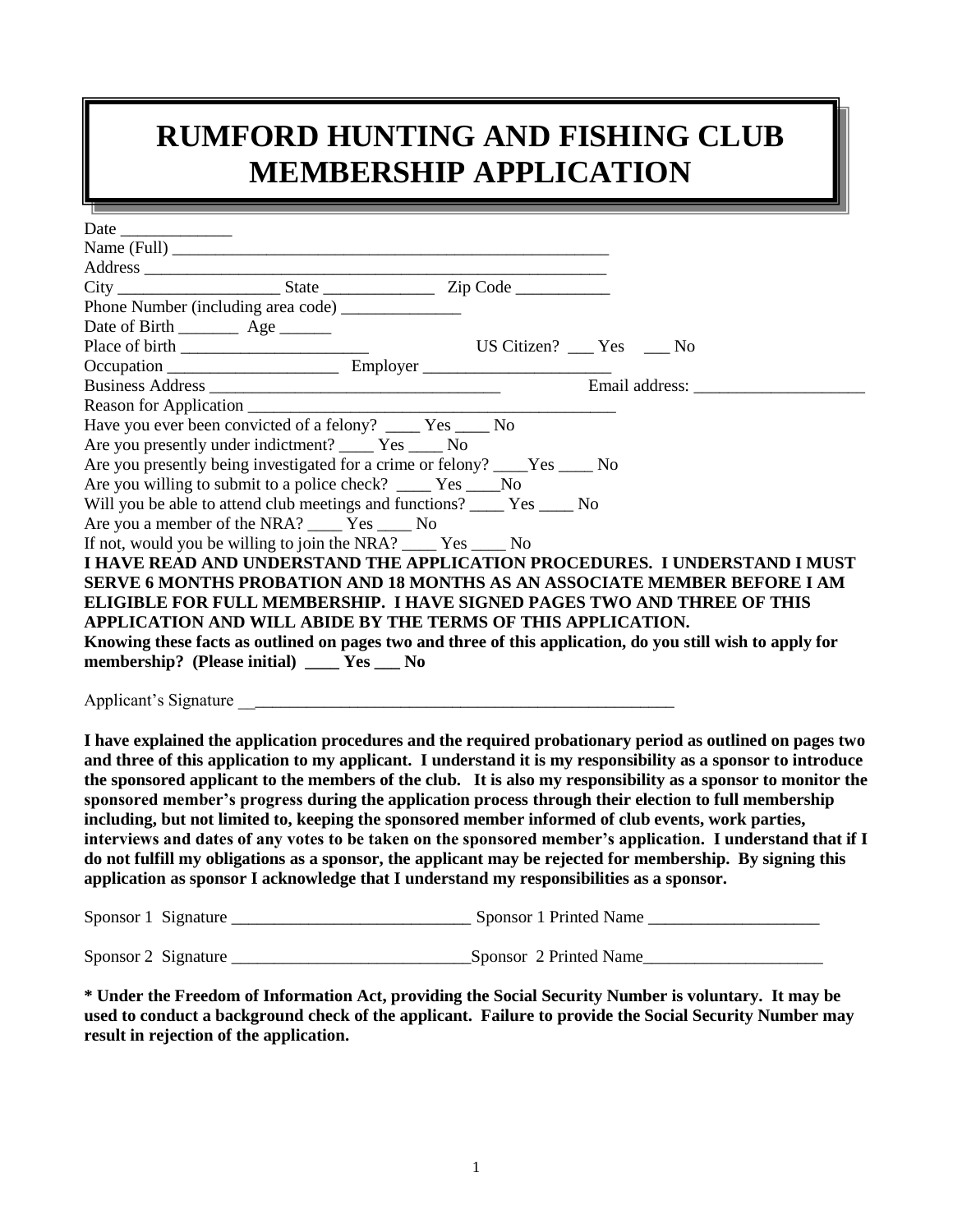# RUMFORD HUNTING AND FISHING CLUB MEMBERSHIP APPLICATION

Date _____________

Name (Full) ______________________________________________________

Address _________________________________________________________

City ___________________ State _____________ Zip Code ___________

Phone Number (including area code) ______________

Date of Birth _______ Age ______

Place of birth ______________________ US Citizen? ___ Yes ___ No

Occupation ____________________ Employer ______________________

Business Address __________________________________ Email address: ____________________

Reason for Application ____________________________________________

Have you ever been convicted of a felony? ____ Yes ____ No

Are you presently under indictment? ____ Yes ____ No

Are you presently being investigated for a crime or felony? ____Yes ____ No

Are you willing to submit to a police check? ____ Yes ____No

Will you be able to attend club meetings and functions? ____ Yes ____ No

Are you a member of the NRA? ____ Yes ____ No

If not, would you be willing to join the NRA? ____ Yes ____ No

**I HAVE READ AND UNDERSTAND THE APPLICATION PROCEDURES. I UNDERSTAND I MUST SERVE 6 MONTHS PROBATION AND 18 MONTHS AS AN ASSOCIATE MEMBER BEFORE I AM ELIGIBLE FOR FULL MEMBERSHIP. I HAVE SIGNED PAGES TWO AND THREE OF THIS APPLICATION AND WILL ABIDE BY THE TERMS OF THIS APPLICATION.**

**Knowing these facts as outlined on pages two and three of this application, do you still wish to apply for membership? (Please initial) ____ Yes ___ No**

Applicant's Signature ______________________________________________________

**I have explained the application procedures and the required probationary period as outlined on pages two and three of this application to my applicant. I understand it is my responsibility as a sponsor to introduce the sponsored applicant to the members of the club. It is also my responsibility as a sponsor to monitor the sponsored member's progress during the application process through their election to full membership including, but not limited to, keeping the sponsored member informed of club events, work parties, interviews and dates of any votes to be taken on the sponsored member's application. I understand that if I do not fulfill my obligations as a sponsor, the applicant may be rejected for membership. By signing this application as sponsor I acknowledge that I understand my responsibilities as a sponsor.**

Sponsor 1 Signature ____________________________ Sponsor 1 Printed Name ____________________

Sponsor 2 Signature ____________________________Sponsor 2 Printed Name_____________________

**\* Under the Freedom of Information Act, providing the Social Security Number is voluntary. It may be used to conduct a background check of the applicant. Failure to provide the Social Security Number may result in rejection of the application.**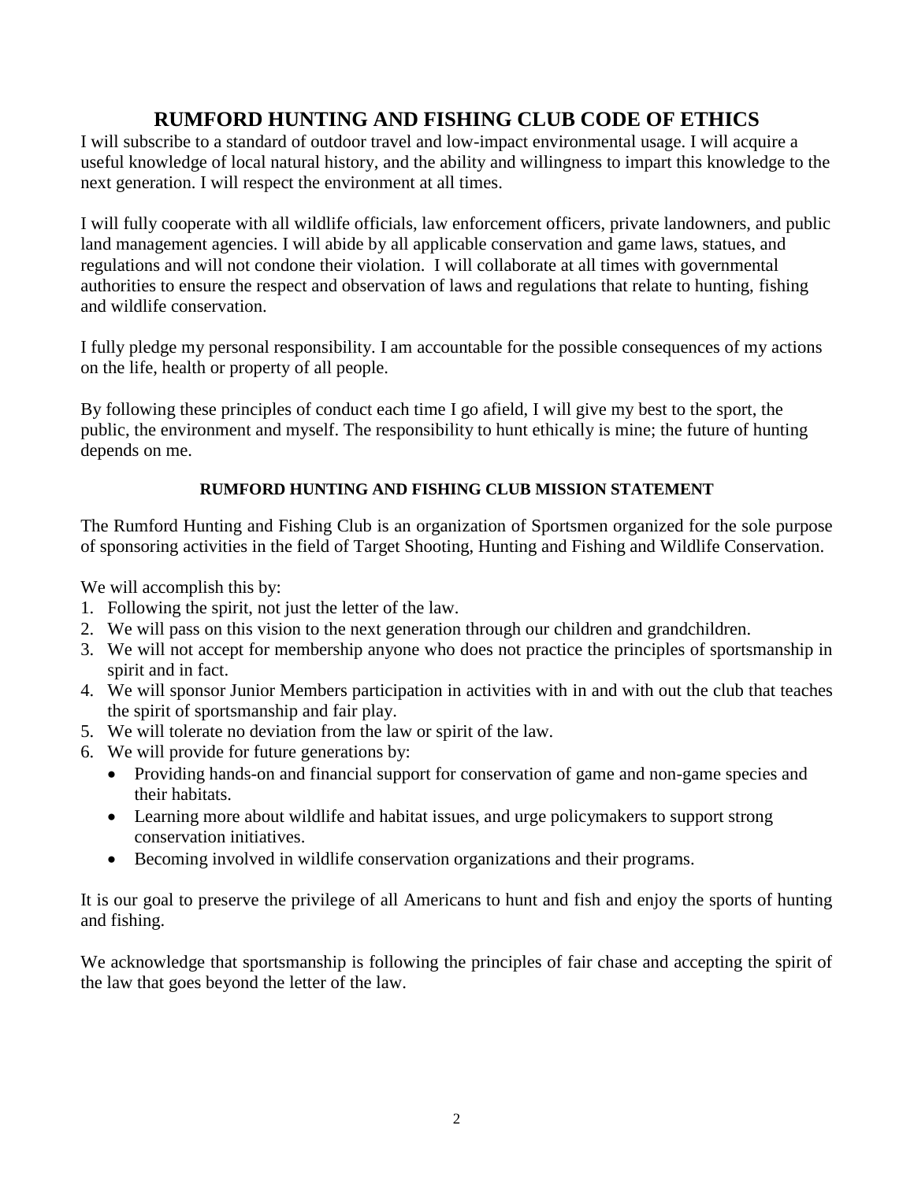# RUMFORD HUNTING AND FISHING CLUB CODE OF ETHICS

I will subscribe to a standard of outdoor travel and low-impact environmental usage. I will acquire a useful knowledge of local natural history, and the ability and willingness to impart this knowledge to the next generation. I will respect the environment at all times.

I will fully cooperate with all wildlife officials, law enforcement officers, private landowners, and public land management agencies. I will abide by all applicable conservation and game laws, statues, and regulations and will not condone their violation. I will collaborate at all times with governmental authorities to ensure the respect and observation of laws and regulations that relate to hunting, fishing and wildlife conservation.

I fully pledge my personal responsibility. I am accountable for the possible consequences of my actions on the life, health or property of all people.

By following these principles of conduct each time I go afield, I will give my best to the sport, the public, the environment and myself. The responsibility to hunt ethically is mine; the future of hunting depends on me.

## RUMFORD HUNTING AND FISHING CLUB MISSION STATEMENT

The Rumford Hunting and Fishing Club is an organization of Sportsmen organized for the sole purpose of sponsoring activities in the field of Target Shooting, Hunting and Fishing and Wildlife Conservation.

We will accomplish this by:

1. Following the spirit, not just the letter of the law.
2. We will pass on this vision to the next generation through our children and grandchildren.
3. We will not accept for membership anyone who does not practice the principles of sportsmanship in spirit and in fact.
4. We will sponsor Junior Members participation in activities with in and with out the club that teaches the spirit of sportsmanship and fair play.
5. We will tolerate no deviation from the law or spirit of the law.
6. We will provide for future generations by:
   - Providing hands-on and financial support for conservation of game and non-game species and their habitats.
   - Learning more about wildlife and habitat issues, and urge policymakers to support strong conservation initiatives.
   - Becoming involved in wildlife conservation organizations and their programs.

It is our goal to preserve the privilege of all Americans to hunt and fish and enjoy the sports of hunting and fishing.

We acknowledge that sportsmanship is following the principles of fair chase and accepting the spirit of the law that goes beyond the letter of the law.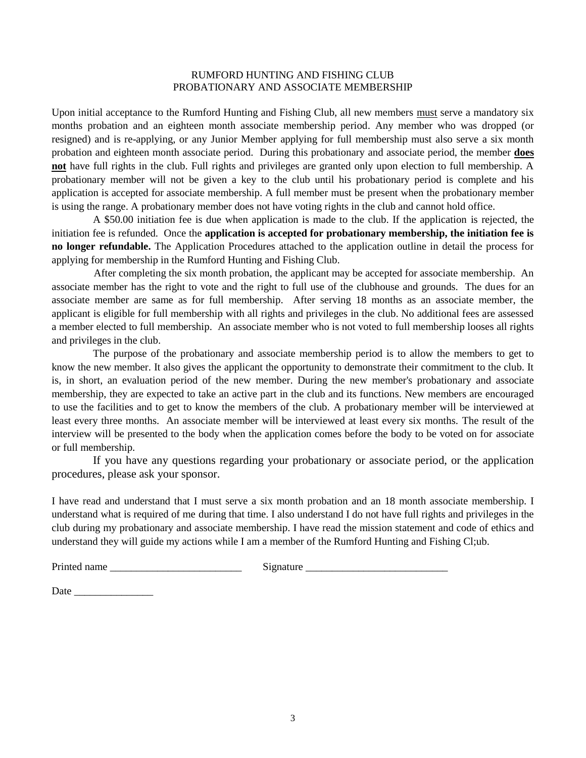RUMFORD HUNTING AND FISHING CLUB
PROBATIONARY AND ASSOCIATE MEMBERSHIP

Upon initial acceptance to the Rumford Hunting and Fishing Club, all new members <u>must</u> serve a mandatory six months probation and an eighteen month associate membership period. Any member who was dropped (or resigned) and is re-applying, or any Junior Member applying for full membership must also serve a six month probation and eighteen month associate period. During this probationary and associate period, the member **<u>does not</u>** have full rights in the club. Full rights and privileges are granted only upon election to full membership. A probationary member will not be given a key to the club until his probationary period is complete and his application is accepted for associate membership. A full member must be present when the probationary member is using the range. A probationary member does not have voting rights in the club and cannot hold office.

A $50.00 initiation fee is due when application is made to the club. If the application is rejected, the initiation fee is refunded. Once the **application is accepted for probationary membership, the initiation fee is no longer refundable.** The Application Procedures attached to the application outline in detail the process for applying for membership in the Rumford Hunting and Fishing Club.

After completing the six month probation, the applicant may be accepted for associate membership. An associate member has the right to vote and the right to full use of the clubhouse and grounds. The dues for an associate member are same as for full membership. After serving 18 months as an associate member, the applicant is eligible for full membership with all rights and privileges in the club. No additional fees are assessed a member elected to full membership. An associate member who is not voted to full membership looses all rights and privileges in the club.

The purpose of the probationary and associate membership period is to allow the members to get to know the new member. It also gives the applicant the opportunity to demonstrate their commitment to the club. It is, in short, an evaluation period of the new member. During the new member's probationary and associate membership, they are expected to take an active part in the club and its functions. New members are encouraged to use the facilities and to get to know the members of the club. A probationary member will be interviewed at least every three months. An associate member will be interviewed at least every six months. The result of the interview will be presented to the body when the application comes before the body to be voted on for associate or full membership.

If you have any questions regarding your probationary or associate period, or the application procedures, please ask your sponsor.

I have read and understand that I must serve a six month probation and an 18 month associate membership. I understand what is required of me during that time. I also understand I do not have full rights and privileges in the club during my probationary and associate membership. I have read the mission statement and code of ethics and understand they will guide my actions while I am a member of the Rumford Hunting and Fishing Cl;ub.

Printed name _________________________ Signature __________________________

Date _______________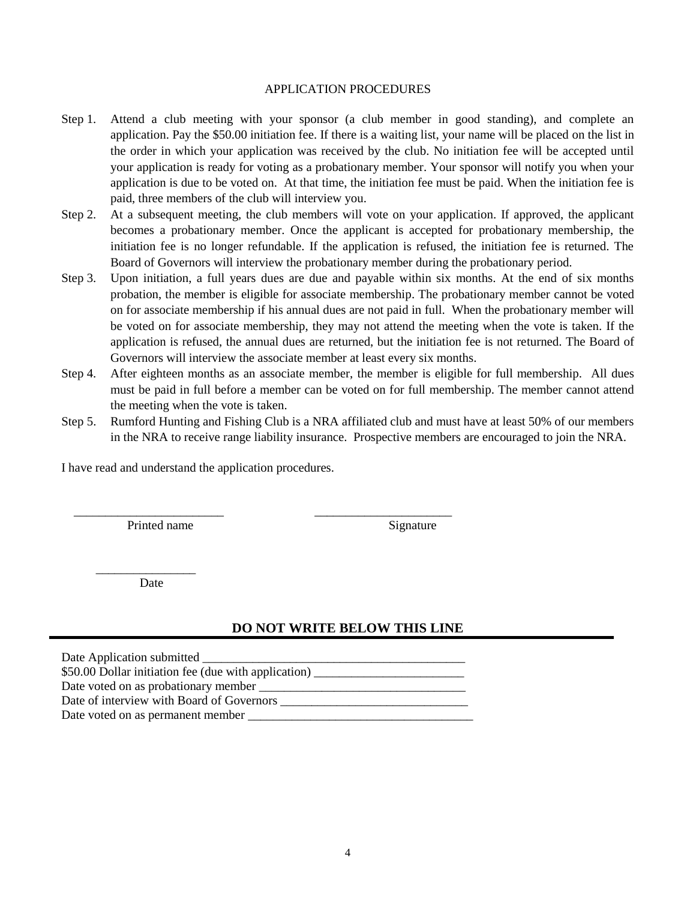APPLICATION PROCEDURES

Step 1. Attend a club meeting with your sponsor (a club member in good standing), and complete an application. Pay the $50.00 initiation fee. If there is a waiting list, your name will be placed on the list in the order in which your application was received by the club. No initiation fee will be accepted until your application is ready for voting as a probationary member. Your sponsor will notify you when your application is due to be voted on. At that time, the initiation fee must be paid. When the initiation fee is paid, three members of the club will interview you.

Step 2. At a subsequent meeting, the club members will vote on your application. If approved, the applicant becomes a probationary member. Once the applicant is accepted for probationary membership, the initiation fee is no longer refundable. If the application is refused, the initiation fee is returned. The Board of Governors will interview the probationary member during the probationary period.

Step 3. Upon initiation, a full years dues are due and payable within six months. At the end of six months probation, the member is eligible for associate membership. The probationary member cannot be voted on for associate membership if his annual dues are not paid in full. When the probationary member will be voted on for associate membership, they may not attend the meeting when the vote is taken. If the application is refused, the annual dues are returned, but the initiation fee is not returned. The Board of Governors will interview the associate member at least every six months.

Step 4. After eighteen months as an associate member, the member is eligible for full membership. All dues must be paid in full before a member can be voted on for full membership. The member cannot attend the meeting when the vote is taken.

Step 5. Rumford Hunting and Fishing Club is a NRA affiliated club and must have at least 50% of our members in the NRA to receive range liability insurance. Prospective members are encouraged to join the NRA.

I have read and understand the application procedures.

________________________ ______________________
Printed name Signature

________________
Date

**DO NOT WRITE BELOW THIS LINE**

---

Date Application submitted ___________________________________________
$50.00 Dollar initiation fee (due with application) ________________________
Date voted on as probationary member _________________________________
Date of interview with Board of Governors ______________________________
Date voted on as permanent member ____________________________________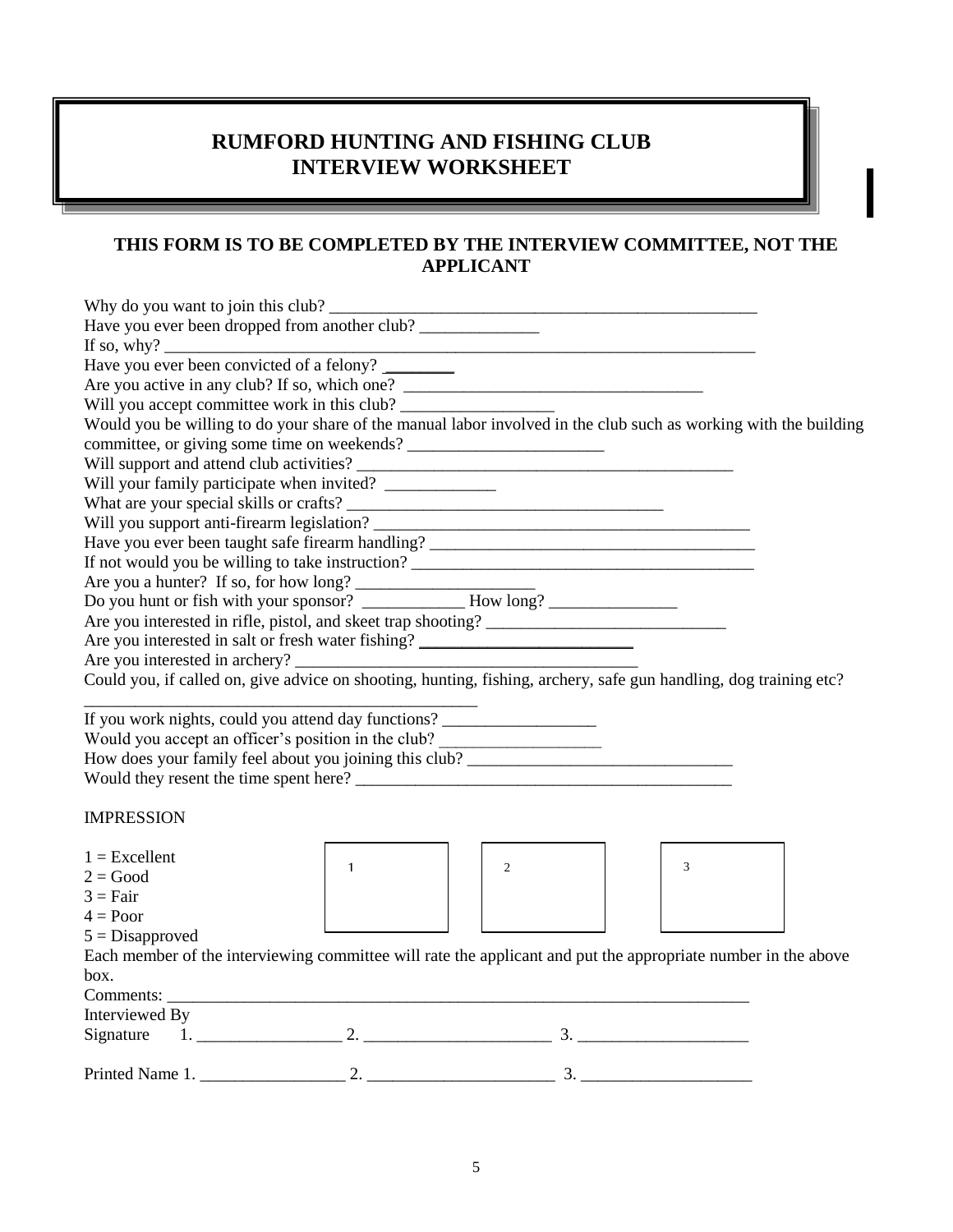# RUMFORD HUNTING AND FISHING CLUB
# INTERVIEW WORKSHEET

**THIS FORM IS TO BE COMPLETED BY THE INTERVIEW COMMITTEE, NOT THE APPLICANT**

Why do you want to join this club? ___________________________________________________
Have you ever been dropped from another club? ______________
If so, why? ________________________________________________________________________
Have you ever been convicted of a felony? ________
Are you active in any club? If so, which one? ____________________________________
Will you accept committee work in this club? __________________
Would you be willing to do your share of the manual labor involved in the club such as working with the building committee, or giving some time on weekends? _______________________
Will support and attend club activities? _____________________________________________
Will your family participate when invited? _____________
What are your special skills or crafts? _____________________________________
Will you support anti-firearm legislation? ______________________________________________
Have you ever been taught safe firearm handling? _______________________________________
If not would you be willing to take instruction? _________________________________________
Are you a hunter? If so, for how long? _____________________
Do you hunt or fish with your sponsor? ____________ How long? _______________
Are you interested in rifle, pistol, and skeet trap shooting? ____________________________
Are you interested in salt or fresh water fishing? ________________________
Are you interested in archery? _________________________________________
Could you, if called on, give advice on shooting, hunting, fishing, archery, safe gun handling, dog training etc? ________________________________________________
If you work nights, could you attend day functions? __________________
Would you accept an officer's position in the club? ___________________
How does your family feel about you joining this club? _______________________________
Would they resent the time spent here? _____________________________________________

IMPRESSION

1 = Excellent
2 = Good
3 = Fair
4 = Poor
5 = Disapproved

| 1 | 2 | 3 |
|---|---|---|
| | | |

Each member of the interviewing committee will rate the applicant and put the appropriate number in the above box.

Comments: ________________________________________________________________________

Interviewed By

Signature 1. _________________ 2. ______________________ 3. ____________________

Printed Name 1. _________________ 2. ______________________ 3. ____________________